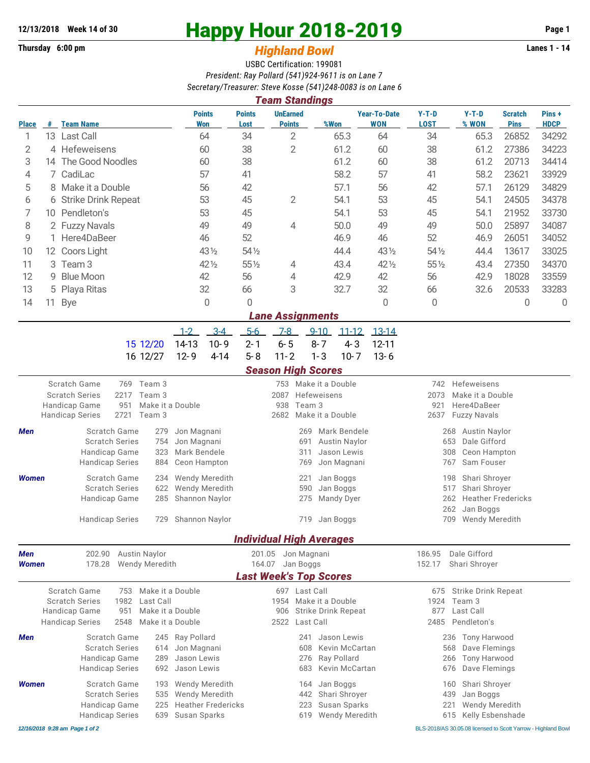**12/13/2018 Week 14 of 30**

**Thursday 6:00 pm**

# Happy Hour 2018-2019

## *Highland Bowl*

**Lanes 1 - 14**

USBC Certification: 199081

*President: Ray Pollard (541)924-9611 is on Lane 7*

*Secretary/Treasurer: Steve Kosse (541)248-0083 is on Lane 6*

### *Team Standings*

| Place | # | Team Name | Points Won | Points Lost | UnEarned Points | %Won | Year-To-Date WON | Y-T-D LOST | Y-T-D % WON | Scratch Pins | Pins + HDCP |
|---|---|---|---|---|---|---|---|---|---|---|---|
| 1 | 13 | Last Call | 64 | 34 | 2 | 65.3 | 64 | 34 | 65.3 | 26852 | 34292 |
| 2 | 4 | Hefeweisens | 60 | 38 | 2 | 61.2 | 60 | 38 | 61.2 | 27386 | 34223 |
| 3 | 14 | The Good Noodles | 60 | 38 | | 61.2 | 60 | 38 | 61.2 | 20713 | 34414 |
| 4 | 7 | CadiLac | 57 | 41 | | 58.2 | 57 | 41 | 58.2 | 23621 | 33929 |
| 5 | 8 | Make it a Double | 56 | 42 | | 57.1 | 56 | 42 | 57.1 | 26129 | 34829 |
| 6 | 6 | Strike Drink Repeat | 53 | 45 | 2 | 54.1 | 53 | 45 | 54.1 | 24505 | 34378 |
| 7 | 10 | Pendleton's | 53 | 45 | | 54.1 | 53 | 45 | 54.1 | 21952 | 33730 |
| 8 | 2 | Fuzzy Navals | 49 | 49 | 4 | 50.0 | 49 | 49 | 50.0 | 25897 | 34087 |
| 9 | 1 | Here4DaBeer | 46 | 52 | | 46.9 | 46 | 52 | 46.9 | 26051 | 34052 |
| 10 | 12 | Coors Light | 43½ | 54½ | | 44.4 | 43½ | 54½ | 44.4 | 13617 | 33025 |
| 11 | 3 | Team 3 | 42½ | 55½ | 4 | 43.4 | 42½ | 55½ | 43.4 | 27350 | 34370 |
| 12 | 9 | Blue Moon | 42 | 56 | 4 | 42.9 | 42 | 56 | 42.9 | 18028 | 33559 |
| 13 | 5 | Playa Ritas | 32 | 66 | 3 | 32.7 | 32 | 66 | 32.6 | 20533 | 33283 |
| 14 | 11 | Bye | 0 | 0 | | | 0 | 0 | | 0 | 0 |

### *Lane Assignments*

| | 1-2 | 3-4 | 5-6 | 7-8 | 9-10 | 11-12 | 13-14 |
|---|---|---|---|---|---|---|---|
| 15 12/20 | 14-13 | 10-9 | 2-1 | 6-5 | 8-7 | 4-3 | 12-11 |
| 16 12/27 | 12-9 | 4-14 | 5-8 | 11-2 | 1-3 | 10-7 | 13-6 |

### *Season High Scores*

| | | | | | | |
|---|---|---|---|---|---|---|
| Scratch Game | 769 | Team 3 | 753 | Make it a Double | 742 | Hefeweisens |
| Scratch Series | 2217 | Team 3 | 2087 | Hefeweisens | 2073 | Make it a Double |
| Handicap Game | 951 | Make it a Double | 938 | Team 3 | 921 | Here4DaBeer |
| Handicap Series | 2721 | Team 3 | 2682 | Make it a Double | 2637 | Fuzzy Navals |

***Men***

| | | | | | | |
|---|---|---|---|---|---|---|
| Scratch Game | 279 | Jon Magnani | 269 | Mark Bendele | 268 | Austin Naylor |
| Scratch Series | 754 | Jon Magnani | 691 | Austin Naylor | 653 | Dale Gifford |
| Handicap Game | 323 | Mark Bendele | 311 | Jason Lewis | 308 | Ceon Hampton |
| Handicap Series | 884 | Ceon Hampton | 769 | Jon Magnani | 767 | Sam Fouser |

***Women***

| | | | | | | |
|---|---|---|---|---|---|---|
| Scratch Game | 234 | Wendy Meredith | 221 | Jan Boggs | 198 | Shari Shroyer |
| Scratch Series | 622 | Wendy Meredith | 590 | Jan Boggs | 517 | Shari Shroyer |
| Handicap Game | 285 | Shannon Naylor | 275 | Mandy Dyer | 262 | Heather Fredericks |
| | | | | | 262 | Jan Boggs |
| Handicap Series | 729 | Shannon Naylor | 719 | Jan Boggs | 709 | Wendy Meredith |

### *Individual High Averages*

| | | | | | | |
|---|---|---|---|---|---|---|
| ***Men*** | 202.90 | Austin Naylor | 201.05 | Jon Magnani | 186.95 | Dale Gifford |
| ***Women*** | 178.28 | Wendy Meredith | 164.07 | Jan Boggs | 152.17 | Shari Shroyer |

### *Last Week's Top Scores*

| | | | | | | |
|---|---|---|---|---|---|---|
| Scratch Game | 753 | Make it a Double | 697 | Last Call | 675 | Strike Drink Repeat |
| Scratch Series | 1982 | Last Call | 1954 | Make it a Double | 1924 | Team 3 |
| Handicap Game | 951 | Make it a Double | 906 | Strike Drink Repeat | 877 | Last Call |
| Handicap Series | 2548 | Make it a Double | 2522 | Last Call | 2485 | Pendleton's |

***Men***

| | | | | | | |
|---|---|---|---|---|---|---|
| Scratch Game | 245 | Ray Pollard | 241 | Jason Lewis | 236 | Tony Harwood |
| Scratch Series | 614 | Jon Magnani | 608 | Kevin McCartan | 568 | Dave Flemings |
| Handicap Game | 289 | Jason Lewis | 276 | Ray Pollard | 266 | Tony Harwood |
| Handicap Series | 692 | Jason Lewis | 683 | Kevin McCartan | 676 | Dave Flemings |

***Women***

| | | | | | | |
|---|---|---|---|---|---|---|
| Scratch Game | 193 | Wendy Meredith | 164 | Jan Boggs | 160 | Shari Shroyer |
| Scratch Series | 535 | Wendy Meredith | 442 | Shari Shroyer | 439 | Jan Boggs |
| Handicap Game | 225 | Heather Fredericks | 223 | Susan Sparks | 221 | Wendy Meredith |
| Handicap Series | 639 | Susan Sparks | 619 | Wendy Meredith | 615 | Kelly Esbenshade |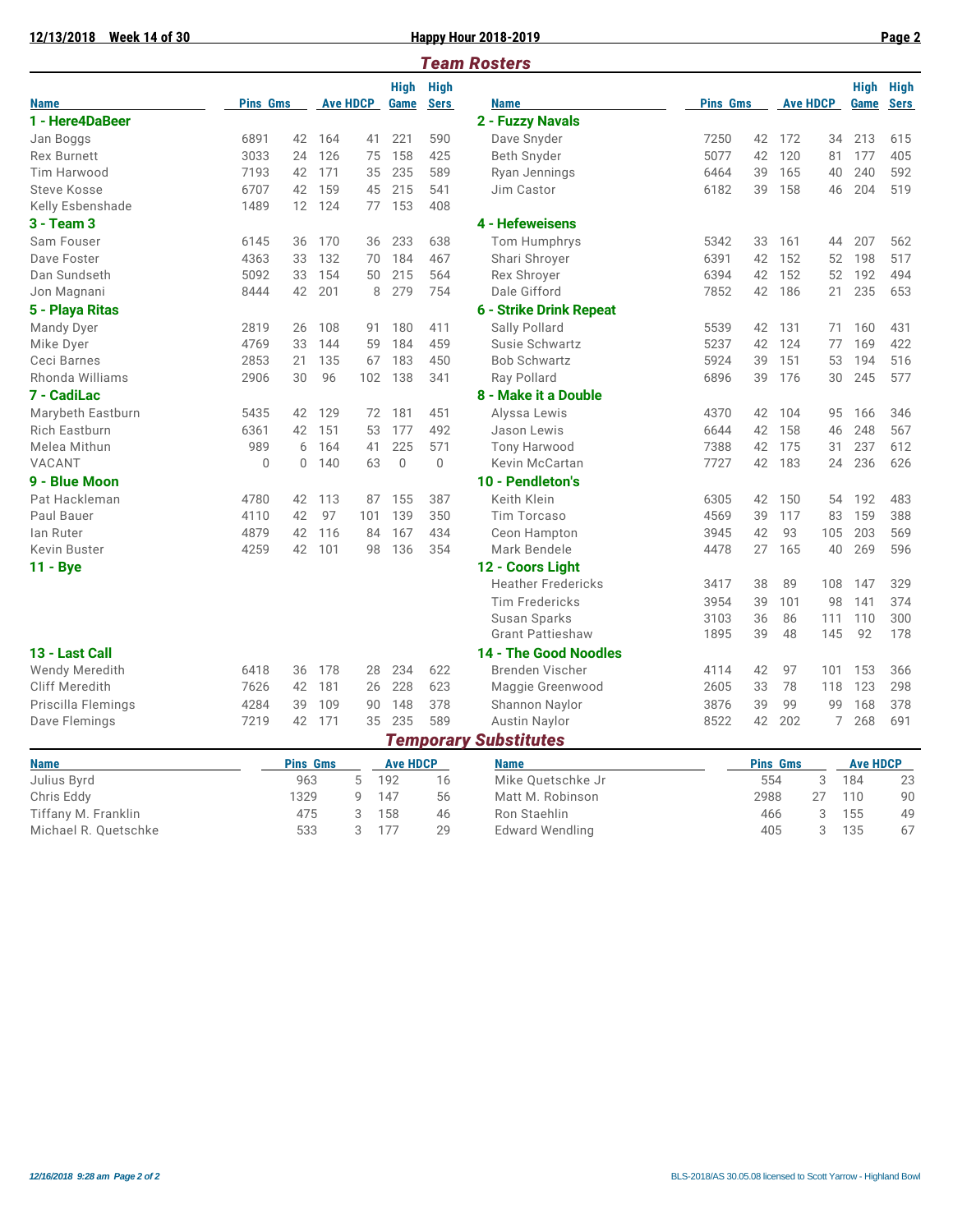## Team Rosters

| Name | Pins | Gms | Ave | HDCP | High Game | High Sers | Name | Pins | Gms | Ave | HDCP | High Game | High Sers |
|---|---|---|---|---|---|---|---|---|---|---|---|---|---|
| **1 - Here4DaBeer** | | | | | | | **2 - Fuzzy Navals** | | | | | | |
| Jan Boggs | 6891 | 42 | 164 | 41 | 221 | 590 | Dave Snyder | 7250 | 42 | 172 | 34 | 213 | 615 |
| Rex Burnett | 3033 | 24 | 126 | 75 | 158 | 425 | Beth Snyder | 5077 | 42 | 120 | 81 | 177 | 405 |
| Tim Harwood | 7193 | 42 | 171 | 35 | 235 | 589 | Ryan Jennings | 6464 | 39 | 165 | 40 | 240 | 592 |
| Steve Kosse | 6707 | 42 | 159 | 45 | 215 | 541 | Jim Castor | 6182 | 39 | 158 | 46 | 204 | 519 |
| Kelly Esbenshade | 1489 | 12 | 124 | 77 | 153 | 408 | | | | | | | |
| **3 - Team 3** | | | | | | | **4 - Hefeweisens** | | | | | | |
| Sam Fouser | 6145 | 36 | 170 | 36 | 233 | 638 | Tom Humphrys | 5342 | 33 | 161 | 44 | 207 | 562 |
| Dave Foster | 4363 | 33 | 132 | 70 | 184 | 467 | Shari Shroyer | 6391 | 42 | 152 | 52 | 198 | 517 |
| Dan Sundseth | 5092 | 33 | 154 | 50 | 215 | 564 | Rex Shroyer | 6394 | 42 | 152 | 52 | 192 | 494 |
| Jon Magnani | 8444 | 42 | 201 | 8 | 279 | 754 | Dale Gifford | 7852 | 42 | 186 | 21 | 235 | 653 |
| **5 - Playa Ritas** | | | | | | | **6 - Strike Drink Repeat** | | | | | | |
| Mandy Dyer | 2819 | 26 | 108 | 91 | 180 | 411 | Sally Pollard | 5539 | 42 | 131 | 71 | 160 | 431 |
| Mike Dyer | 4769 | 33 | 144 | 59 | 184 | 459 | Susie Schwartz | 5237 | 42 | 124 | 77 | 169 | 422 |
| Ceci Barnes | 2853 | 21 | 135 | 67 | 183 | 450 | Bob Schwartz | 5924 | 39 | 151 | 53 | 194 | 516 |
| Rhonda Williams | 2906 | 30 | 96 | 102 | 138 | 341 | Ray Pollard | 6896 | 39 | 176 | 30 | 245 | 577 |
| **7 - CadiLac** | | | | | | | **8 - Make it a Double** | | | | | | |
| Marybeth Eastburn | 5435 | 42 | 129 | 72 | 181 | 451 | Alyssa Lewis | 4370 | 42 | 104 | 95 | 166 | 346 |
| Rich Eastburn | 6361 | 42 | 151 | 53 | 177 | 492 | Jason Lewis | 6644 | 42 | 158 | 46 | 248 | 567 |
| Melea Mithun | 989 | 6 | 164 | 41 | 225 | 571 | Tony Harwood | 7388 | 42 | 175 | 31 | 237 | 612 |
| VACANT | 0 | 0 | 140 | 63 | 0 | 0 | Kevin McCartan | 7727 | 42 | 183 | 24 | 236 | 626 |
| **9 - Blue Moon** | | | | | | | **10 - Pendleton's** | | | | | | |
| Pat Hackleman | 4780 | 42 | 113 | 87 | 155 | 387 | Keith Klein | 6305 | 42 | 150 | 54 | 192 | 483 |
| Paul Bauer | 4110 | 42 | 97 | 101 | 139 | 350 | Tim Torcaso | 4569 | 39 | 117 | 83 | 159 | 388 |
| Ian Ruter | 4879 | 42 | 116 | 84 | 167 | 434 | Ceon Hampton | 3945 | 42 | 93 | 105 | 203 | 569 |
| Kevin Buster | 4259 | 42 | 101 | 98 | 136 | 354 | Mark Bendele | 4478 | 27 | 165 | 40 | 269 | 596 |
| **11 - Bye** | | | | | | | **12 - Coors Light** | | | | | | |
| | | | | | | | Heather Fredericks | 3417 | 38 | 89 | 108 | 147 | 329 |
| | | | | | | | Tim Fredericks | 3954 | 39 | 101 | 98 | 141 | 374 |
| | | | | | | | Susan Sparks | 3103 | 36 | 86 | 111 | 110 | 300 |
| | | | | | | | Grant Pattieshaw | 1895 | 39 | 48 | 145 | 92 | 178 |
| **13 - Last Call** | | | | | | | **14 - The Good Noodles** | | | | | | |
| Wendy Meredith | 6418 | 36 | 178 | 28 | 234 | 622 | Brenden Vischer | 4114 | 42 | 97 | 101 | 153 | 366 |
| Cliff Meredith | 7626 | 42 | 181 | 26 | 228 | 623 | Maggie Greenwood | 2605 | 33 | 78 | 118 | 123 | 298 |
| Priscilla Flemings | 4284 | 39 | 109 | 90 | 148 | 378 | Shannon Naylor | 3876 | 39 | 99 | 99 | 168 | 378 |
| Dave Flemings | 7219 | 42 | 171 | 35 | 235 | 589 | Austin Naylor | 8522 | 42 | 202 | 7 | 268 | 691 |

## Temporary Substitutes

| Name | Pins | Gms | Ave | HDCP | Name | Pins | Gms | Ave | HDCP |
|---|---|---|---|---|---|---|---|---|---|
| Julius Byrd | 963 | 5 | 192 | 16 | Mike Quetschke Jr | 554 | 3 | 184 | 23 |
| Chris Eddy | 1329 | 9 | 147 | 56 | Matt M. Robinson | 2988 | 27 | 110 | 90 |
| Tiffany M. Franklin | 475 | 3 | 158 | 46 | Ron Staehlin | 466 | 3 | 155 | 49 |
| Michael R. Quetschke | 533 | 3 | 177 | 29 | Edward Wendling | 405 | 3 | 135 | 67 |